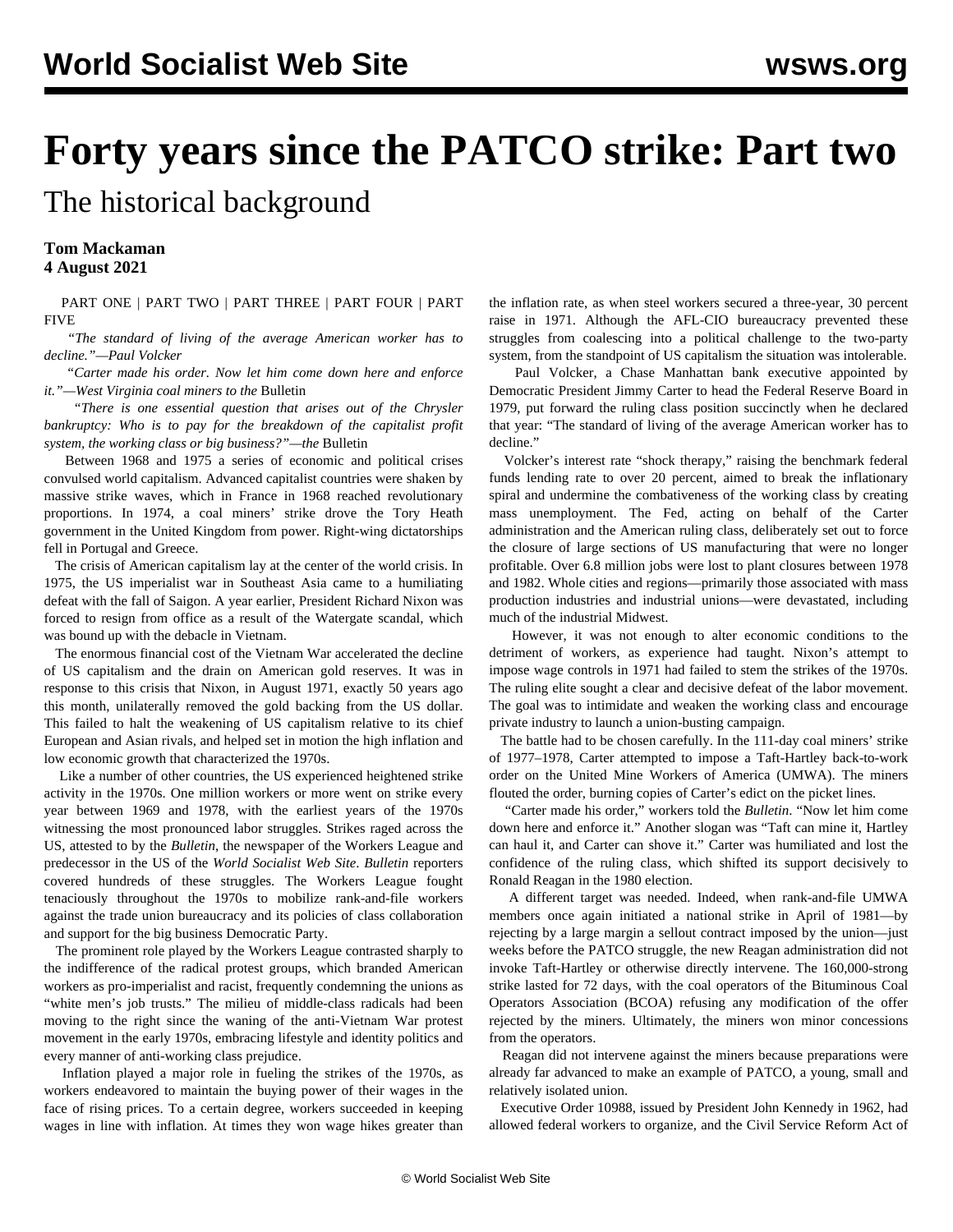# Forty years since the PATCO strike: Part two

## The historical background

**Tom Mackaman**
**4 August 2021**

PART ONE | PART TWO | PART THREE | PART FOUR | PART FIVE

*"The standard of living of the average American worker has to decline."—Paul Volcker*

*"Carter made his order. Now let him come down here and enforce it."—West Virginia coal miners to the* Bulletin

*"There is one essential question that arises out of the Chrysler bankruptcy: Who is to pay for the breakdown of the capitalist profit system, the working class or big business?"—the* Bulletin

Between 1968 and 1975 a series of economic and political crises convulsed world capitalism. Advanced capitalist countries were shaken by massive strike waves, which in France in 1968 reached revolutionary proportions. In 1974, a coal miners' strike drove the Tory Heath government in the United Kingdom from power. Right-wing dictatorships fell in Portugal and Greece.

The crisis of American capitalism lay at the center of the world crisis. In 1975, the US imperialist war in Southeast Asia came to a humiliating defeat with the fall of Saigon. A year earlier, President Richard Nixon was forced to resign from office as a result of the Watergate scandal, which was bound up with the debacle in Vietnam.

The enormous financial cost of the Vietnam War accelerated the decline of US capitalism and the drain on American gold reserves. It was in response to this crisis that Nixon, in August 1971, exactly 50 years ago this month, unilaterally removed the gold backing from the US dollar. This failed to halt the weakening of US capitalism relative to its chief European and Asian rivals, and helped set in motion the high inflation and low economic growth that characterized the 1970s.

Like a number of other countries, the US experienced heightened strike activity in the 1970s. One million workers or more went on strike every year between 1969 and 1978, with the earliest years of the 1970s witnessing the most pronounced labor struggles. Strikes raged across the US, attested to by the *Bulletin*, the newspaper of the Workers League and predecessor in the US of the *World Socialist Web Site*. *Bulletin* reporters covered hundreds of these struggles. The Workers League fought tenaciously throughout the 1970s to mobilize rank-and-file workers against the trade union bureaucracy and its policies of class collaboration and support for the big business Democratic Party.

The prominent role played by the Workers League contrasted sharply to the indifference of the radical protest groups, which branded American workers as pro-imperialist and racist, frequently condemning the unions as "white men's job trusts." The milieu of middle-class radicals had been moving to the right since the waning of the anti-Vietnam War protest movement in the early 1970s, embracing lifestyle and identity politics and every manner of anti-working class prejudice.

Inflation played a major role in fueling the strikes of the 1970s, as workers endeavored to maintain the buying power of their wages in the face of rising prices. To a certain degree, workers succeeded in keeping wages in line with inflation. At times they won wage hikes greater than the inflation rate, as when steel workers secured a three-year, 30 percent raise in 1971. Although the AFL-CIO bureaucracy prevented these struggles from coalescing into a political challenge to the two-party system, from the standpoint of US capitalism the situation was intolerable.

Paul Volcker, a Chase Manhattan bank executive appointed by Democratic President Jimmy Carter to head the Federal Reserve Board in 1979, put forward the ruling class position succinctly when he declared that year: "The standard of living of the average American worker has to decline."

Volcker's interest rate "shock therapy," raising the benchmark federal funds lending rate to over 20 percent, aimed to break the inflationary spiral and undermine the combativeness of the working class by creating mass unemployment. The Fed, acting on behalf of the Carter administration and the American ruling class, deliberately set out to force the closure of large sections of US manufacturing that were no longer profitable. Over 6.8 million jobs were lost to plant closures between 1978 and 1982. Whole cities and regions—primarily those associated with mass production industries and industrial unions—were devastated, including much of the industrial Midwest.

However, it was not enough to alter economic conditions to the detriment of workers, as experience had taught. Nixon's attempt to impose wage controls in 1971 had failed to stem the strikes of the 1970s. The ruling elite sought a clear and decisive defeat of the labor movement. The goal was to intimidate and weaken the working class and encourage private industry to launch a union-busting campaign.

The battle had to be chosen carefully. In the 111-day coal miners' strike of 1977–1978, Carter attempted to impose a Taft-Hartley back-to-work order on the United Mine Workers of America (UMWA). The miners flouted the order, burning copies of Carter's edict on the picket lines.

"Carter made his order," workers told the *Bulletin*. "Now let him come down here and enforce it." Another slogan was "Taft can mine it, Hartley can haul it, and Carter can shove it." Carter was humiliated and lost the confidence of the ruling class, which shifted its support decisively to Ronald Reagan in the 1980 election.

A different target was needed. Indeed, when rank-and-file UMWA members once again initiated a national strike in April of 1981—by rejecting by a large margin a sellout contract imposed by the union—just weeks before the PATCO struggle, the new Reagan administration did not invoke Taft-Hartley or otherwise directly intervene. The 160,000-strong strike lasted for 72 days, with the coal operators of the Bituminous Coal Operators Association (BCOA) refusing any modification of the offer rejected by the miners. Ultimately, the miners won minor concessions from the operators.

Reagan did not intervene against the miners because preparations were already far advanced to make an example of PATCO, a young, small and relatively isolated union.

Executive Order 10988, issued by President John Kennedy in 1962, had allowed federal workers to organize, and the Civil Service Reform Act of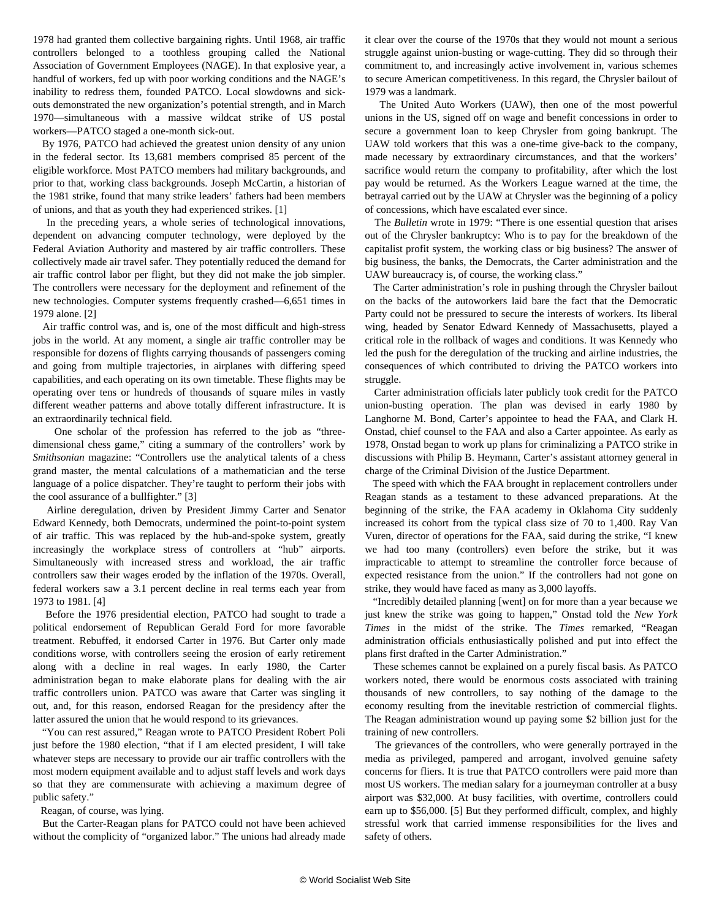1978 had granted them collective bargaining rights. Until 1968, air traffic controllers belonged to a toothless grouping called the National Association of Government Employees (NAGE). In that explosive year, a handful of workers, fed up with poor working conditions and the NAGE's inability to redress them, founded PATCO. Local slowdowns and sick-outs demonstrated the new organization's potential strength, and in March 1970—simultaneous with a massive wildcat strike of US postal workers—PATCO staged a one-month sick-out.

By 1976, PATCO had achieved the greatest union density of any union in the federal sector. Its 13,681 members comprised 85 percent of the eligible workforce. Most PATCO members had military backgrounds, and prior to that, working class backgrounds. Joseph McCartin, a historian of the 1981 strike, found that many strike leaders' fathers had been members of unions, and that as youth they had experienced strikes. [1]

In the preceding years, a whole series of technological innovations, dependent on advancing computer technology, were deployed by the Federal Aviation Authority and mastered by air traffic controllers. These collectively made air travel safer. They potentially reduced the demand for air traffic control labor per flight, but they did not make the job simpler. The controllers were necessary for the deployment and refinement of the new technologies. Computer systems frequently crashed—6,651 times in 1979 alone. [2]

Air traffic control was, and is, one of the most difficult and high-stress jobs in the world. At any moment, a single air traffic controller may be responsible for dozens of flights carrying thousands of passengers coming and going from multiple trajectories, in airplanes with differing speed capabilities, and each operating on its own timetable. These flights may be operating over tens or hundreds of thousands of square miles in vastly different weather patterns and above totally different infrastructure. It is an extraordinarily technical field.

One scholar of the profession has referred to the job as "three-dimensional chess game," citing a summary of the controllers' work by *Smithsonian* magazine: "Controllers use the analytical talents of a chess grand master, the mental calculations of a mathematician and the terse language of a police dispatcher. They're taught to perform their jobs with the cool assurance of a bullfighter." [3]

Airline deregulation, driven by President Jimmy Carter and Senator Edward Kennedy, both Democrats, undermined the point-to-point system of air traffic. This was replaced by the hub-and-spoke system, greatly increasingly the workplace stress of controllers at "hub" airports. Simultaneously with increased stress and workload, the air traffic controllers saw their wages eroded by the inflation of the 1970s. Overall, federal workers saw a 3.1 percent decline in real terms each year from 1973 to 1981. [4]

Before the 1976 presidential election, PATCO had sought to trade a political endorsement of Republican Gerald Ford for more favorable treatment. Rebuffed, it endorsed Carter in 1976. But Carter only made conditions worse, with controllers seeing the erosion of early retirement along with a decline in real wages. In early 1980, the Carter administration began to make elaborate plans for dealing with the air traffic controllers union. PATCO was aware that Carter was singling it out, and, for this reason, endorsed Reagan for the presidency after the latter assured the union that he would respond to its grievances.

"You can rest assured," Reagan wrote to PATCO President Robert Poli just before the 1980 election, "that if I am elected president, I will take whatever steps are necessary to provide our air traffic controllers with the most modern equipment available and to adjust staff levels and work days so that they are commensurate with achieving a maximum degree of public safety."

Reagan, of course, was lying.

But the Carter-Reagan plans for PATCO could not have been achieved without the complicity of "organized labor." The unions had already made it clear over the course of the 1970s that they would not mount a serious struggle against union-busting or wage-cutting. They did so through their commitment to, and increasingly active involvement in, various schemes to secure American competitiveness. In this regard, the Chrysler bailout of 1979 was a landmark.

The United Auto Workers (UAW), then one of the most powerful unions in the US, signed off on wage and benefit concessions in order to secure a government loan to keep Chrysler from going bankrupt. The UAW told workers that this was a one-time give-back to the company, made necessary by extraordinary circumstances, and that the workers' sacrifice would return the company to profitability, after which the lost pay would be returned. As the Workers League warned at the time, the betrayal carried out by the UAW at Chrysler was the beginning of a policy of concessions, which have escalated ever since.

The *Bulletin* wrote in 1979: "There is one essential question that arises out of the Chrysler bankruptcy: Who is to pay for the breakdown of the capitalist profit system, the working class or big business? The answer of big business, the banks, the Democrats, the Carter administration and the UAW bureaucracy is, of course, the working class."

The Carter administration's role in pushing through the Chrysler bailout on the backs of the autoworkers laid bare the fact that the Democratic Party could not be pressured to secure the interests of workers. Its liberal wing, headed by Senator Edward Kennedy of Massachusetts, played a critical role in the rollback of wages and conditions. It was Kennedy who led the push for the deregulation of the trucking and airline industries, the consequences of which contributed to driving the PATCO workers into struggle.

Carter administration officials later publicly took credit for the PATCO union-busting operation. The plan was devised in early 1980 by Langhorne M. Bond, Carter's appointee to head the FAA, and Clark H. Onstad, chief counsel to the FAA and also a Carter appointee. As early as 1978, Onstad began to work up plans for criminalizing a PATCO strike in discussions with Philip B. Heymann, Carter's assistant attorney general in charge of the Criminal Division of the Justice Department.

The speed with which the FAA brought in replacement controllers under Reagan stands as a testament to these advanced preparations. At the beginning of the strike, the FAA academy in Oklahoma City suddenly increased its cohort from the typical class size of 70 to 1,400. Ray Van Vuren, director of operations for the FAA, said during the strike, "I knew we had too many (controllers) even before the strike, but it was impracticable to attempt to streamline the controller force because of expected resistance from the union." If the controllers had not gone on strike, they would have faced as many as 3,000 layoffs.

"Incredibly detailed planning [went] on for more than a year because we just knew the strike was going to happen," Onstad told the *New York Times* in the midst of the strike. The *Times* remarked, "Reagan administration officials enthusiastically polished and put into effect the plans first drafted in the Carter Administration."

These schemes cannot be explained on a purely fiscal basis. As PATCO workers noted, there would be enormous costs associated with training thousands of new controllers, to say nothing of the damage to the economy resulting from the inevitable restriction of commercial flights. The Reagan administration wound up paying some $2 billion just for the training of new controllers.

The grievances of the controllers, who were generally portrayed in the media as privileged, pampered and arrogant, involved genuine safety concerns for fliers. It is true that PATCO controllers were paid more than most US workers. The median salary for a journeyman controller at a busy airport was $32,000. At busy facilities, with overtime, controllers could earn up to $56,000. [5] But they performed difficult, complex, and highly stressful work that carried immense responsibilities for the lives and safety of others.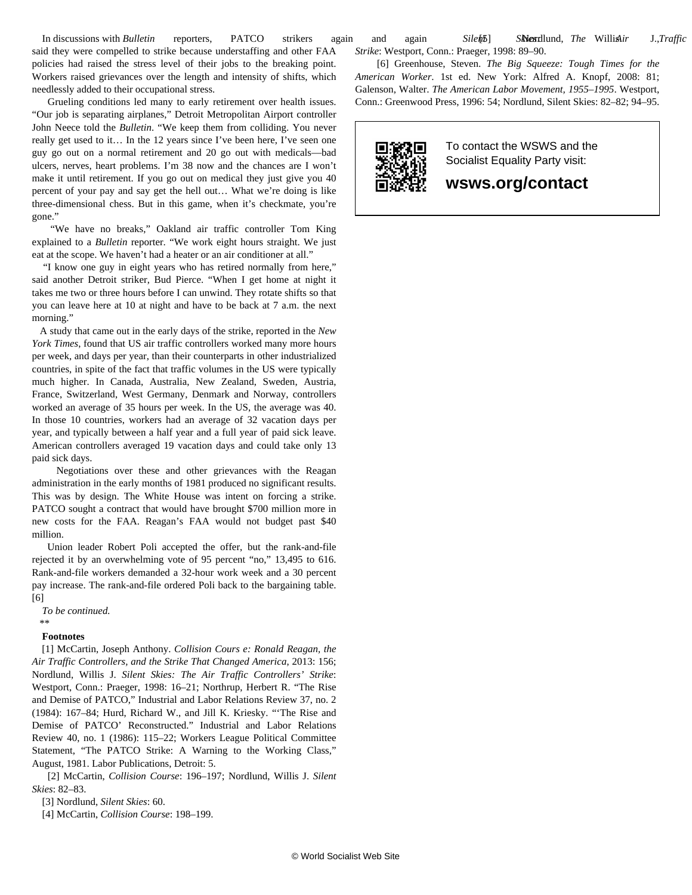In discussions with *Bulletin* reporters, PATCO strikers again and again said they were compelled to strike because understaffing and other FAA policies had raised the stress level of their jobs to the breaking point. Workers raised grievances over the length and intensity of shifts, which needlessly added to their occupational stress.

Grueling conditions led many to early retirement over health issues. "Our job is separating airplanes," Detroit Metropolitan Airport controller John Neece told the *Bulletin*. "We keep them from colliding. You never really get used to it… In the 12 years since I've been here, I've seen one guy go out on a normal retirement and 20 go out with medicals—bad ulcers, nerves, heart problems. I'm 38 now and the chances are I won't make it until retirement. If you go out on medical they just give you 40 percent of your pay and say get the hell out… What we're doing is like three-dimensional chess. But in this game, when it's checkmate, you're gone."

"We have no breaks," Oakland air traffic controller Tom King explained to a *Bulletin* reporter. "We work eight hours straight. We just eat at the scope. We haven't had a heater or an air conditioner at all."

"I know one guy in eight years who has retired normally from here," said another Detroit striker, Bud Pierce. "When I get home at night it takes me two or three hours before I can unwind. They rotate shifts so that you can leave here at 10 at night and have to be back at 7 a.m. the next morning."

A study that came out in the early days of the strike, reported in the *New York Times*, found that US air traffic controllers worked many more hours per week, and days per year, than their counterparts in other industrialized countries, in spite of the fact that traffic volumes in the US were typically much higher. In Canada, Australia, New Zealand, Sweden, Austria, France, Switzerland, West Germany, Denmark and Norway, controllers worked an average of 35 hours per week. In the US, the average was 40. In those 10 countries, workers had an average of 32 vacation days per year, and typically between a half year and a full year of paid sick leave. American controllers averaged 19 vacation days and could take only 13 paid sick days.

Negotiations over these and other grievances with the Reagan administration in the early months of 1981 produced no significant results. This was by design. The White House was intent on forcing a strike. PATCO sought a contract that would have brought $700 million more in new costs for the FAA. Reagan's FAA would not budget past $40 million.

Union leader Robert Poli accepted the offer, but the rank-and-file rejected it by an overwhelming vote of 95 percent "no," 13,495 to 616. Rank-and-file workers demanded a 32-hour work week and a 30 percent pay increase. The rank-and-file ordered Poli back to the bargaining table. [6]

*To be continued.*

**

**Footnotes**

[1] McCartin, Joseph Anthony. *Collision Cours e: Ronald Reagan, the Air Traffic Controllers, and the Strike That Changed America*, 2013: 156; Nordlund, Willis J. *Silent Skies: The Air Traffic Controllers' Strike*: Westport, Conn.: Praeger, 1998: 16–21; Northrup, Herbert R. "The Rise and Demise of PATCO," Industrial and Labor Relations Review 37, no. 2 (1984): 167–84; Hurd, Richard W., and Jill K. Kriesky. "'The Rise and Demise of PATCO' Reconstructed." Industrial and Labor Relations Review 40, no. 1 (1986): 115–22; Workers League Political Committee Statement, "The PATCO Strike: A Warning to the Working Class," August, 1981. Labor Publications, Detroit: 5.

[2] McCartin, *Collision Course*: 196–197; Nordlund, Willis J. *Silent Skies*: 82–83.

[3] Nordlund, *Silent Skies*: 60.

[4] McCartin, *Collision Course*: 198–199.

[5] Nordlund, Willis J., *Silent Skies: The Air Traffic Controllers' Strike*: Westport, Conn.: Praeger, 1998: 89–90.

[6] Greenhouse, Steven. *The Big Squeeze: Tough Times for the American Worker*. 1st ed. New York: Alfred A. Knopf, 2008: 81; Galenson, Walter. *The American Labor Movement, 1955–1995*. Westport, Conn.: Greenwood Press, 1996: 54; Nordlund, Silent Skies: 82–82; 94–95.

To contact the WSWS and the Socialist Equality Party visit:

**wsws.org/contact**